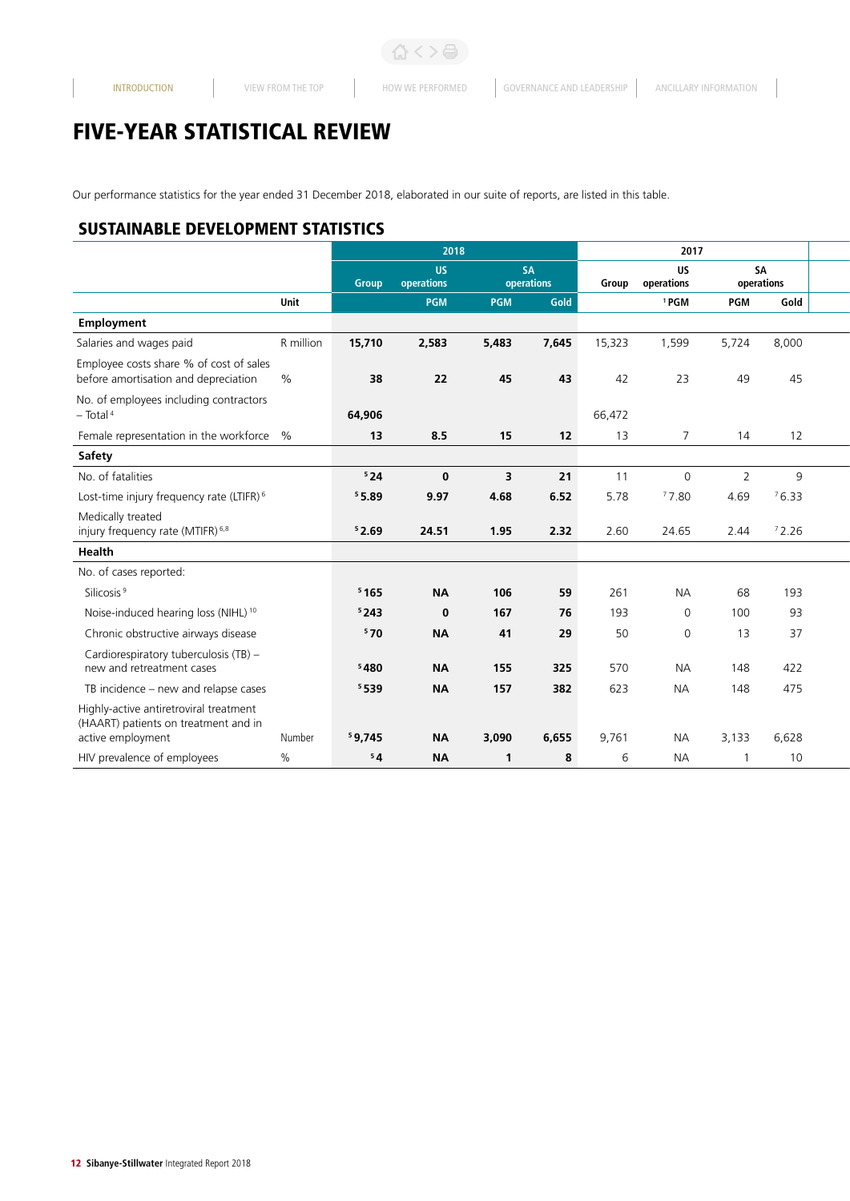# FIVE-YEAR STATISTICAL REVIEW

Our performance statistics for the year ended 31 December 2018, elaborated in our suite of reports, are listed in this table.

## SUSTAINABLE DEVELOPMENT STATISTICS

| | | 2018 | | | | 2017 | | | |
|---|---|---|---|---|---|---|---|---|---|
| | | Group | US operations | SA operations | | Group | US operations | SA operations | |
| | Unit | | PGM | PGM | Gold | | [1] PGM | PGM | Gold |
| **Employment** | | | | | | | | | |
| Salaries and wages paid | R million | **15,710** | **2,583** | **5,483** | **7,645** | 15,323 | 1,599 | 5,724 | 8,000 |
| Employee costs share % of cost of sales before amortisation and depreciation | % | **38** | **22** | **45** | **43** | 42 | 23 | 49 | 45 |
| No. of employees including contractors – Total [4] | | **64,906** | | | | 66,472 | | | |
| Female representation in the workforce | % | **13** | **8.5** | **15** | **12** | 13 | 7 | 14 | 12 |
| **Safety** | | | | | | | | | |
| No. of fatalities | | [5] **24** | **0** | **3** | **21** | 11 | 0 | 2 | 9 |
| Lost-time injury frequency rate (LTIFR) [6] | | [5] **5.89** | **9.97** | **4.68** | **6.52** | 5.78 | [7] 7.80 | 4.69 | [7] 6.33 |
| Medically treated injury frequency rate (MTIFR) [6,8] | | [5] **2.69** | **24.51** | **1.95** | **2.32** | 2.60 | 24.65 | 2.44 | [7] 2.26 |
| **Health** | | | | | | | | | |
| No. of cases reported: | | | | | | | | | |
| Silicosis [9] | | [5] **165** | **NA** | **106** | **59** | 261 | NA | 68 | 193 |
| Noise-induced hearing loss (NIHL) [10] | | [5] **243** | **0** | **167** | **76** | 193 | 0 | 100 | 93 |
| Chronic obstructive airways disease | | [5] **70** | **NA** | **41** | **29** | 50 | 0 | 13 | 37 |
| Cardiorespiratory tuberculosis (TB) – new and retreatment cases | | [5] **480** | **NA** | **155** | **325** | 570 | NA | 148 | 422 |
| TB incidence – new and relapse cases | | [5] **539** | **NA** | **157** | **382** | 623 | NA | 148 | 475 |
| Highly-active antiretroviral treatment (HAART) patients on treatment and in active employment | Number | [5] **9,745** | **NA** | **3,090** | **6,655** | 9,761 | NA | 3,133 | 6,628 |
| HIV prevalence of employees | % | [5] **4** | **NA** | **1** | **8** | 6 | NA | 1 | 10 |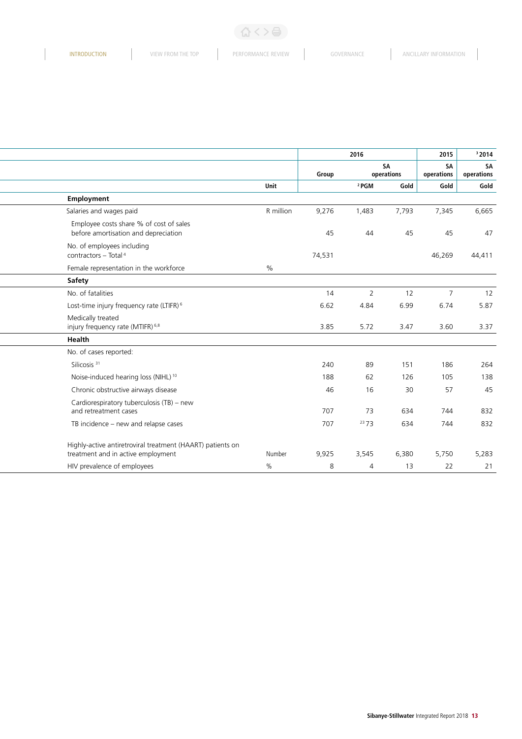| | Unit | 2016 Group | 2016 SA operations [2] PGM | 2016 SA operations Gold | 2015 SA operations Gold | [3] 2014 SA operations Gold |
|---|---|---|---|---|---|---|
| **Employment** | | | | | | |
| Salaries and wages paid | R million | 9,276 | 1,483 | 7,793 | 7,345 | 6,665 |
| Employee costs share % of cost of sales before amortisation and depreciation | | 45 | 44 | 45 | 45 | 47 |
| No. of employees including contractors – Total [4] | | 74,531 | | | 46,269 | 44,411 |
| Female representation in the workforce | % | | | | | |
| **Safety** | | | | | | |
| No. of fatalities | | 14 | 2 | 12 | 7 | 12 |
| Lost-time injury frequency rate (LTIFR) [6] | | 6.62 | 4.84 | 6.99 | 6.74 | 5.87 |
| Medically treated injury frequency rate (MTIFR) [6,8] | | 3.85 | 5.72 | 3.47 | 3.60 | 3.37 |
| **Health** | | | | | | |
| No. of cases reported: | | | | | | |
| Silicosis [31] | | 240 | 89 | 151 | 186 | 264 |
| Noise-induced hearing loss (NIHL) [10] | | 188 | 62 | 126 | 105 | 138 |
| Chronic obstructive airways disease | | 46 | 16 | 30 | 57 | 45 |
| Cardiorespiratory tuberculosis (TB) – new and retreatment cases | | 707 | 73 | 634 | 744 | 832 |
| TB incidence – new and relapse cases | | 707 | [23] 73 | 634 | 744 | 832 |
| Highly-active antiretroviral treatment (HAART) patients on treatment and in active employment | Number | 9,925 | 3,545 | 6,380 | 5,750 | 5,283 |
| HIV prevalence of employees | % | 8 | 4 | 13 | 22 | 21 |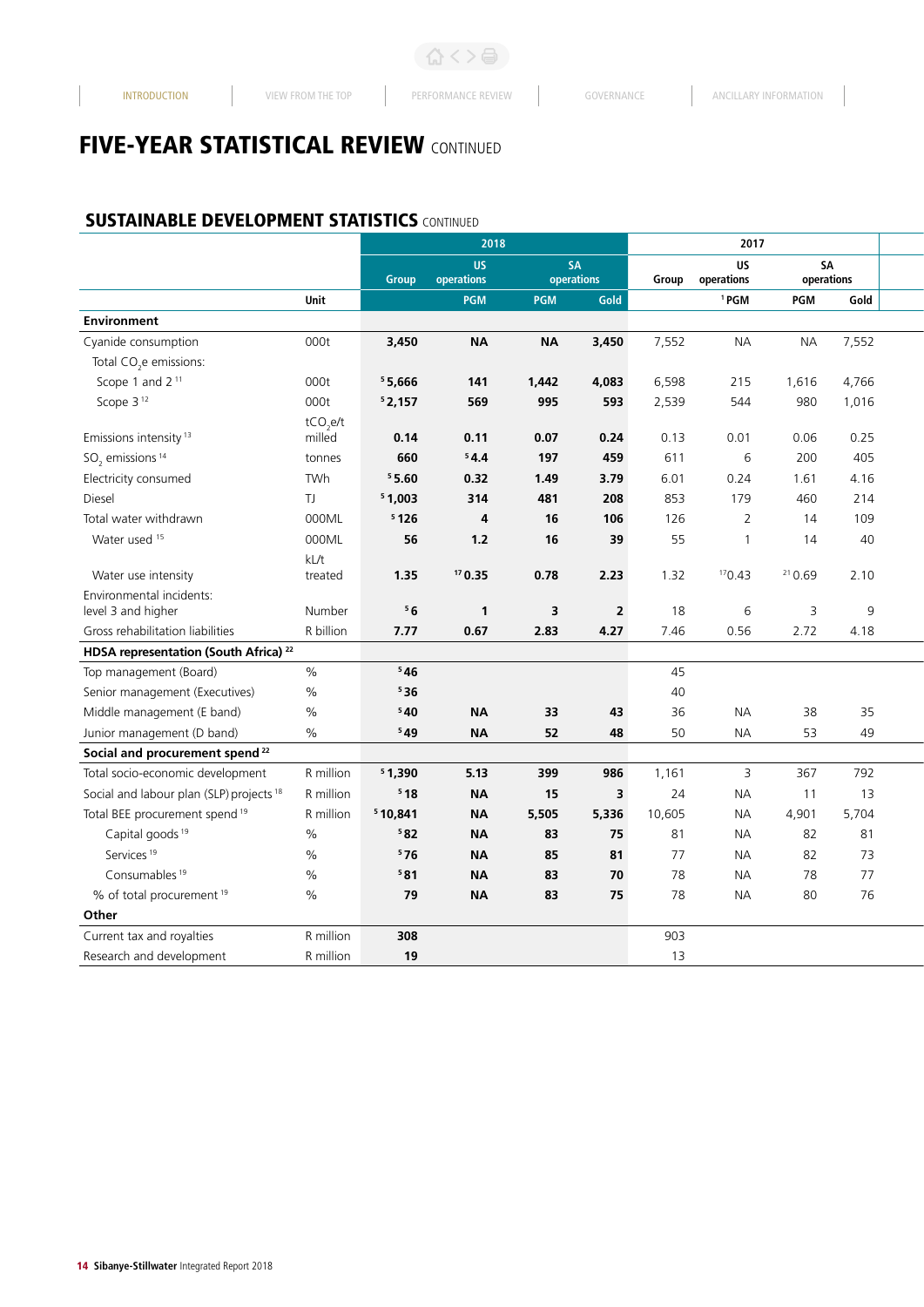# FIVE-YEAR STATISTICAL REVIEW CONTINUED

## SUSTAINABLE DEVELOPMENT STATISTICS CONTINUED

| | | 2018 | | | | 2017 | | | |
|---|---|---|---|---|---|---|---|---|---|
| | | Group | US operations | SA operations | | Group | US operations | SA operations | |
| | Unit | | PGM | PGM | Gold | | [1] PGM | PGM | Gold |
| **Environment** | | | | | | | | | |
| Cyanide consumption | 000t | **3,450** | **NA** | **NA** | **3,450** | 7,552 | NA | NA | 7,552 |
| Total $CO_2$e emissions: | | | | | | | | | |
| Scope 1 and 2 [11] | 000t | **[5] 5,666** | **141** | **1,442** | **4,083** | 6,598 | 215 | 1,616 | 4,766 |
| Scope 3 [12] | 000t | **[5] 2,157** | **569** | **995** | **593** | 2,539 | 544 | 980 | 1,016 |
| Emissions intensity [13] | $tCO_2e/t$ milled | **0.14** | **0.11** | **0.07** | **0.24** | 0.13 | 0.01 | 0.06 | 0.25 |
| $SO_2$ emissions [14] | tonnes | **660** | **[5] 4.4** | **197** | **459** | 611 | 6 | 200 | 405 |
| Electricity consumed | TWh | **[5] 5.60** | **0.32** | **1.49** | **3.79** | 6.01 | 0.24 | 1.61 | 4.16 |
| Diesel | TJ | **[5] 1,003** | **314** | **481** | **208** | 853 | 179 | 460 | 214 |
| Total water withdrawn | 000ML | **[5] 126** | **4** | **16** | **106** | 126 | 2 | 14 | 109 |
| Water used [15] | 000ML | **56** | **1.2** | **16** | **39** | 55 | 1 | 14 | 40 |
| Water use intensity | kL/t treated | **1.35** | **[17] 0.35** | **0.78** | **2.23** | 1.32 | [17] 0.43 | [21] 0.69 | 2.10 |
| Environmental incidents: level 3 and higher | Number | **[5] 6** | **1** | **3** | **2** | 18 | 6 | 3 | 9 |
| Gross rehabilitation liabilities | R billion | **7.77** | **0.67** | **2.83** | **4.27** | 7.46 | 0.56 | 2.72 | 4.18 |
| **HDSA representation (South Africa) [22]** | | | | | | | | | |
| Top management (Board) | % | **[5] 46** | | | | 45 | | | |
| Senior management (Executives) | % | **[5] 36** | | | | 40 | | | |
| Middle management (E band) | % | **[5] 40** | **NA** | **33** | **43** | 36 | NA | 38 | 35 |
| Junior management (D band) | % | **[5] 49** | **NA** | **52** | **48** | 50 | NA | 53 | 49 |
| **Social and procurement spend [22]** | | | | | | | | | |
| Total socio-economic development | R million | **[5] 1,390** | **5.13** | **399** | **986** | 1,161 | 3 | 367 | 792 |
| Social and labour plan (SLP) projects [18] | R million | **[5] 18** | **NA** | **15** | **3** | 24 | NA | 11 | 13 |
| Total BEE procurement spend [19] | R million | **[5] 10,841** | **NA** | **5,505** | **5,336** | 10,605 | NA | 4,901 | 5,704 |
| Capital goods [19] | % | **[5] 82** | **NA** | **83** | **75** | 81 | NA | 82 | 81 |
| Services [19] | % | **[5] 76** | **NA** | **85** | **81** | 77 | NA | 82 | 73 |
| Consumables [19] | % | **[5] 81** | **NA** | **83** | **70** | 78 | NA | 78 | 77 |
| % of total procurement [19] | % | **79** | **NA** | **83** | **75** | 78 | NA | 80 | 76 |
| **Other** | | | | | | | | | |
| Current tax and royalties | R million | **308** | | | | 903 | | | |
| Research and development | R million | **19** | | | | 13 | | | |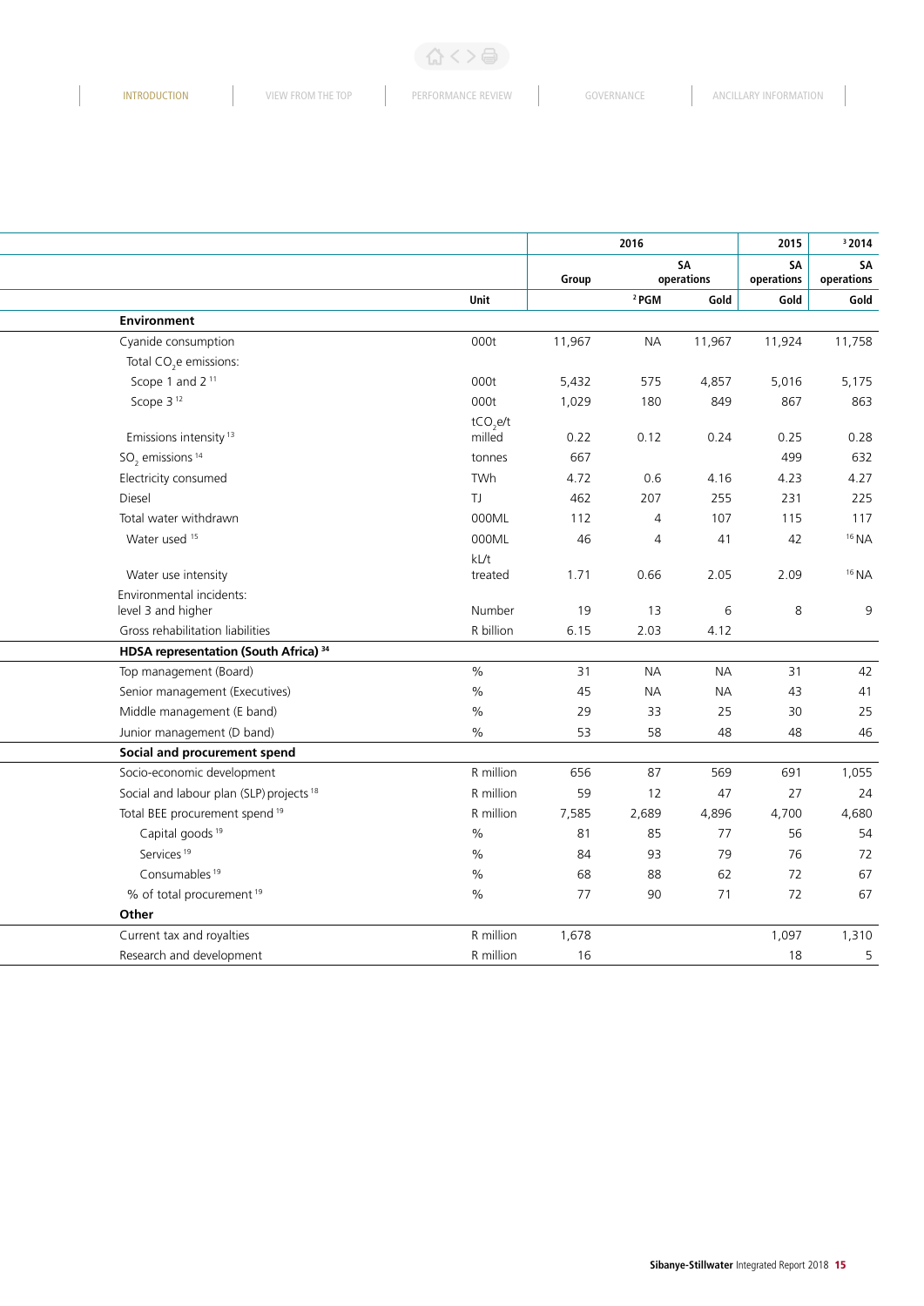| | Unit | 2016 | | | 2015 | 2014[3] |
|---|---|---|---|---|---|---|
| | | Group | SA operations | | SA operations | SA operations |
| | | | PGM[2] | Gold | Gold | Gold |
| **Environment** | | | | | | |
| Cyanide consumption | 000t | 11,967 | NA | 11,967 | 11,924 | 11,758 |
| Total $CO_2$e emissions: | | | | | | |
| Scope 1 and 2[11] | 000t | 5,432 | 575 | 4,857 | 5,016 | 5,175 |
| Scope 3[12] | 000t | 1,029 | 180 | 849 | 867 | 863 |
| Emissions intensity[13] | $tCO_2$e/t milled | 0.22 | 0.12 | 0.24 | 0.25 | 0.28 |
| $SO_2$ emissions[14] | tonnes | 667 | | | 499 | 632 |
| Electricity consumed | TWh | 4.72 | 0.6 | 4.16 | 4.23 | 4.27 |
| Diesel | TJ | 462 | 207 | 255 | 231 | 225 |
| Total water withdrawn | 000ML | 112 | 4 | 107 | 115 | 117 |
| Water used[15] | 000ML | 46 | 4 | 41 | 42 | [16] NA |
| Water use intensity | kL/t treated | 1.71 | 0.66 | 2.05 | 2.09 | [16] NA |
| Environmental incidents: level 3 and higher | Number | 19 | 13 | 6 | 8 | 9 |
| Gross rehabilitation liabilities | R billion | 6.15 | 2.03 | 4.12 | | |
| **HDSA representation (South Africa)[34]** | | | | | | |
| Top management (Board) | % | 31 | NA | NA | 31 | 42 |
| Senior management (Executives) | % | 45 | NA | NA | 43 | 41 |
| Middle management (E band) | % | 29 | 33 | 25 | 30 | 25 |
| Junior management (D band) | % | 53 | 58 | 48 | 48 | 46 |
| **Social and procurement spend** | | | | | | |
| Socio-economic development | R million | 656 | 87 | 569 | 691 | 1,055 |
| Social and labour plan (SLP) projects[18] | R million | 59 | 12 | 47 | 27 | 24 |
| Total BEE procurement spend[19] | R million | 7,585 | 2,689 | 4,896 | 4,700 | 4,680 |
| Capital goods[19] | % | 81 | 85 | 77 | 56 | 54 |
| Services[19] | % | 84 | 93 | 79 | 76 | 72 |
| Consumables[19] | % | 68 | 88 | 62 | 72 | 67 |
| % of total procurement[19] | % | 77 | 90 | 71 | 72 | 67 |
| **Other** | | | | | | |
| Current tax and royalties | R million | 1,678 | | | 1,097 | 1,310 |
| Research and development | R million | 16 | | | 18 | 5 |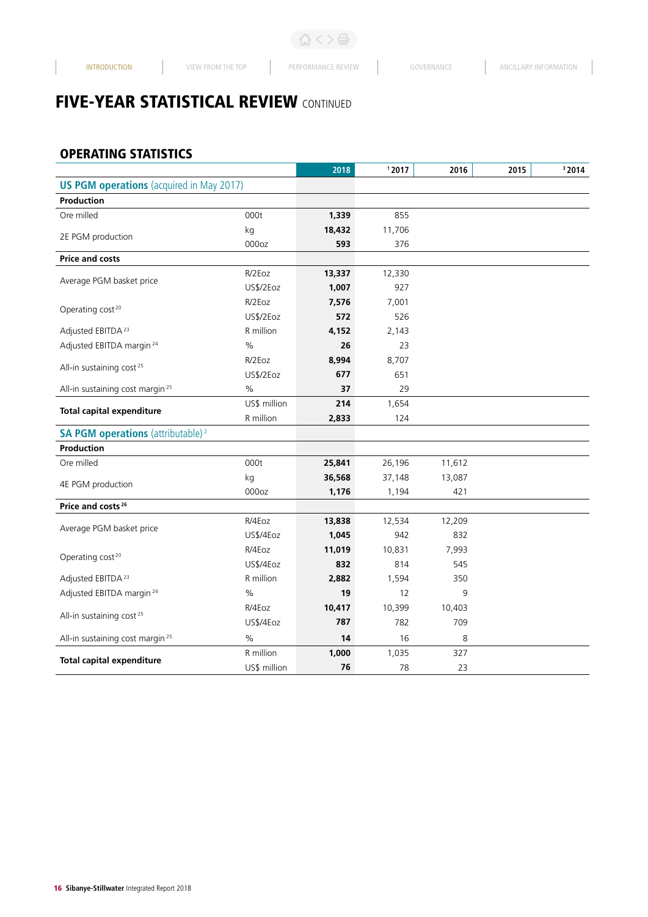# FIVE-YEAR STATISTICAL REVIEW CONTINUED

## OPERATING STATISTICS

| | | 2018 | [1]2017 | 2016 | 2015 | [3]2014 |
|---|---|---|---|---|---|---|
| **US PGM operations** (acquired in May 2017) | | | | | | |
| **Production** | | | | | | |
| Ore milled | 000t | **1,339** | 855 | | | |
| 2E PGM production | kg | **18,432** | 11,706 | | | |
| | 000oz | **593** | 376 | | | |
| **Price and costs** | | | | | | |
| Average PGM basket price | R/2Eoz | **13,337** | 12,330 | | | |
| | US$/2Eoz | **1,007** | 927 | | | |
| Operating cost[20] | R/2Eoz | **7,576** | 7,001 | | | |
| | US$/2Eoz | **572** | 526 | | | |
| Adjusted EBITDA[23] | R million | **4,152** | 2,143 | | | |
| Adjusted EBITDA margin[24] | % | **26** | 23 | | | |
| All-in sustaining cost[25] | R/2Eoz | **8,994** | 8,707 | | | |
| | US$/2Eoz | **677** | 651 | | | |
| All-in sustaining cost margin[25] | % | **37** | 29 | | | |
| **Total capital expenditure** | US$ million | **214** | 1,654 | | | |
| | R million | **2,833** | 124 | | | |
| **SA PGM operations** (attributable)[2] | | | | | | |
| **Production** | | | | | | |
| Ore milled | 000t | **25,841** | 26,196 | 11,612 | | |
| 4E PGM production | kg | **36,568** | 37,148 | 13,087 | | |
| | 000oz | **1,176** | 1,194 | 421 | | |
| **Price and costs**[26] | | | | | | |
| Average PGM basket price | R/4Eoz | **13,838** | 12,534 | 12,209 | | |
| | US$/4Eoz | **1,045** | 942 | 832 | | |
| Operating cost[20] | R/4Eoz | **11,019** | 10,831 | 7,993 | | |
| | US$/4Eoz | **832** | 814 | 545 | | |
| Adjusted EBITDA[23] | R million | **2,882** | 1,594 | 350 | | |
| Adjusted EBITDA margin[24] | % | **19** | 12 | 9 | | |
| All-in sustaining cost[25] | R/4Eoz | **10,417** | 10,399 | 10,403 | | |
| | US$/4Eoz | **787** | 782 | 709 | | |
| All-in sustaining cost margin[25] | % | **14** | 16 | 8 | | |
| **Total capital expenditure** | R million | **1,000** | 1,035 | 327 | | |
| | US$ million | **76** | 78 | 23 | | |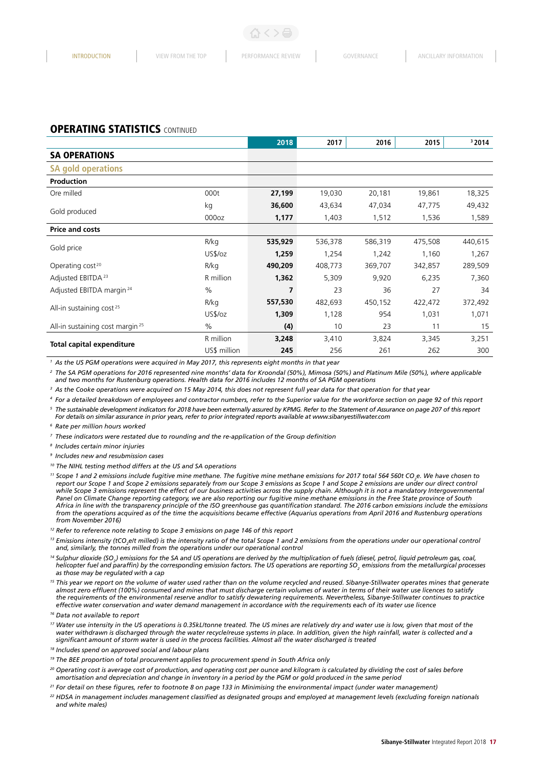## OPERATING STATISTICS CONTINUED

| | | 2018 | 2017 | 2016 | 2015 | [3]2014 |
|---|---|---|---|---|---|---|
| **SA OPERATIONS** | | | | | | |
| **SA gold operations** | | | | | | |
| **Production** | | | | | | |
| Ore milled | 000t | **27,199** | 19,030 | 20,181 | 19,861 | 18,325 |
| Gold produced | kg | **36,600** | 43,634 | 47,034 | 47,775 | 49,432 |
| | 000oz | **1,177** | 1,403 | 1,512 | 1,536 | 1,589 |
| **Price and costs** | | | | | | |
| Gold price | R/kg | **535,929** | 536,378 | 586,319 | 475,508 | 440,615 |
| | US$/oz | **1,259** | 1,254 | 1,242 | 1,160 | 1,267 |
| Operating cost[20] | R/kg | **490,209** | 408,773 | 369,707 | 342,857 | 289,509 |
| Adjusted EBITDA[23] | R million | **1,362** | 5,309 | 9,920 | 6,235 | 7,360 |
| Adjusted EBITDA margin[24] | % | **7** | 23 | 36 | 27 | 34 |
| All-in sustaining cost[25] | R/kg | **557,530** | 482,693 | 450,152 | 422,472 | 372,492 |
| | US$/oz | **1,309** | 1,128 | 954 | 1,031 | 1,071 |
| All-in sustaining cost margin[25] | % | **(4)** | 10 | 23 | 11 | 15 |
| **Total capital expenditure** | R million | **3,248** | 3,410 | 3,824 | 3,345 | 3,251 |
| | US$ million | **245** | 256 | 261 | 262 | 300 |

[1] *As the US PGM operations were acquired in May 2017, this represents eight months in that year*

[2] *The SA PGM operations for 2016 represented nine months' data for Kroondal (50%), Mimosa (50%) and Platinum Mile (50%), where applicable and two months for Rustenburg operations. Health data for 2016 includes 12 months of SA PGM operations*

[3] *As the Cooke operations were acquired on 15 May 2014, this does not represent full year data for that operation for that year*

[4] *For a detailed breakdown of employees and contractor numbers, refer to the Superior value for the workforce section on page 92 of this report*

[5] *The sustainable development indicators for 2018 have been externally assured by KPMG. Refer to the Statement of Assurance on page 207 of this report For details on similar assurance in prior years, refer to prior integrated reports available at www.sibanyestillwater.com*

[6] *Rate per million hours worked*

[7] *These indicators were restated due to rounding and the re-application of the Group definition*

[8] *Includes certain minor injuries*

[9] *Includes new and resubmission cases*

[10] *The NIHL testing method differs at the US and SA operations*

[11] *Scope 1 and 2 emissions include fugitive mine methane. The fugitive mine methane emissions for 2017 total 564 560t $CO_2$e. We have chosen to report our Scope 1 and Scope 2 emissions separately from our Scope 3 emissions as Scope 1 and Scope 2 emissions are under our direct control while Scope 3 emissions represent the effect of our business activities across the supply chain. Although it is not a mandatory Intergovernmental Panel on Climate Change reporting category, we are also reporting our fugitive mine methane emissions in the Free State province of South Africa in line with the transparency principle of the ISO greenhouse gas quantification standard. The 2016 carbon emissions include the emissions from the operations acquired as of the time the acquisitions became effective (Aquarius operations from April 2016 and Rustenburg operations from November 2016)*

[12] *Refer to reference note relating to Scope 3 emissions on page 146 of this report*

[13] *Emissions intensity ($tCO_2$e/t milled) is the intensity ratio of the total Scope 1 and 2 emissions from the operations under our operational control and, similarly, the tonnes milled from the operations under our operational control*

[14] *Sulphur dioxide ($SO_2$) emissions for the SA and US operations are derived by the multiplication of fuels (diesel, petrol, liquid petroleum gas, coal, helicopter fuel and paraffin) by the corresponding emission factors. The US operations are reporting $SO_2$ emissions from the metallurgical processes as those may be regulated with a cap*

[15] *This year we report on the volume of water used rather than on the volume recycled and reused. Sibanye-Stillwater operates mines that generate almost zero effluent (100%) consumed and mines that must discharge certain volumes of water in terms of their water use licences to satisfy the requirements of the environmental reserve and/or to satisfy dewatering requirements. Nevertheless, Sibanye-Stillwater continues to practice effective water conservation and water demand management in accordance with the requirements each of its water use licence*

[16] *Data not available to report*

[17] *Water use intensity in the US operations is 0.35kL/tonne treated. The US mines are relatively dry and water use is low, given that most of the water withdrawn is discharged through the water recycle/reuse systems in place. In addition, given the high rainfall, water is collected and a significant amount of storm water is used in the process facilities. Almost all the water discharged is treated*

[18] *Includes spend on approved social and labour plans*

[19] *The BEE proportion of total procurement applies to procurement spend in South Africa only*

[20] *Operating cost is average cost of production, and operating cost per ounce and kilogram is calculated by dividing the cost of sales before amortisation and depreciation and change in inventory in a period by the PGM or gold produced in the same period*

[21] *For detail on these figures, refer to footnote 8 on page 133 in Minimising the environmental impact (under water management)*

[22] *HDSA in management includes management classified as designated groups and employed at management levels (excluding foreign nationals and white males)*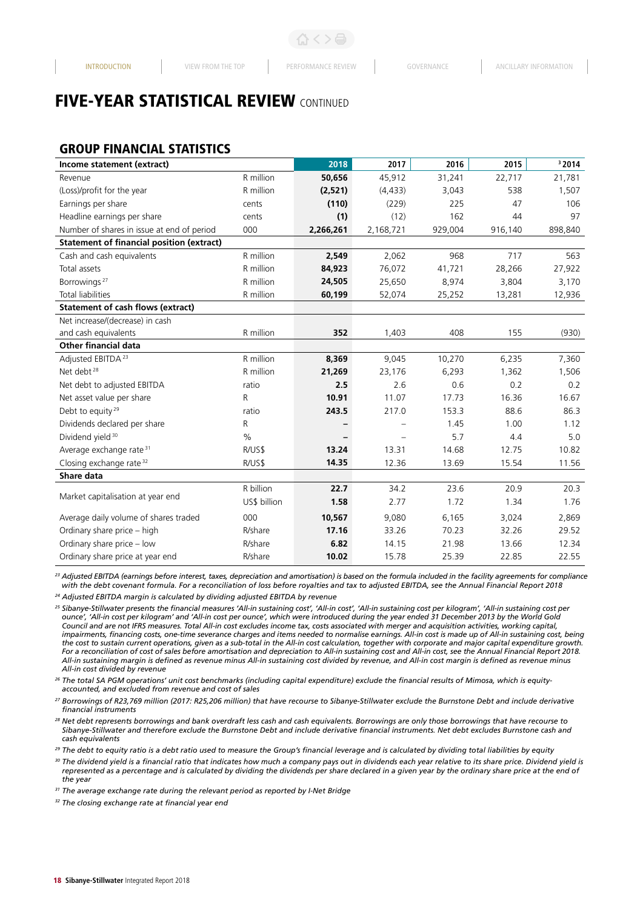# FIVE-YEAR STATISTICAL REVIEW CONTINUED

## GROUP FINANCIAL STATISTICS

| Income statement (extract) | | 2018 | 2017 | 2016 | 2015 | [3] 2014 |
|---|---|---|---|---|---|---|
| Revenue | R million | **50,656** | 45,912 | 31,241 | 22,717 | 21,781 |
| (Loss)/profit for the year | R million | **(2,521)** | (4,433) | 3,043 | 538 | 1,507 |
| Earnings per share | cents | **(110)** | (229) | 225 | 47 | 106 |
| Headline earnings per share | cents | **(1)** | (12) | 162 | 44 | 97 |
| Number of shares in issue at end of period | 000 | **2,266,261** | 2,168,721 | 929,004 | 916,140 | 898,840 |
| **Statement of financial position (extract)** | | | | | | |
| Cash and cash equivalents | R million | **2,549** | 2,062 | 968 | 717 | 563 |
| Total assets | R million | **84,923** | 76,072 | 41,721 | 28,266 | 27,922 |
| Borrowings [27] | R million | **24,505** | 25,650 | 8,974 | 3,804 | 3,170 |
| Total liabilities | R million | **60,199** | 52,074 | 25,252 | 13,281 | 12,936 |
| **Statement of cash flows (extract)** | | | | | | |
| Net increase/(decrease) in cash and cash equivalents | R million | **352** | 1,403 | 408 | 155 | (930) |
| **Other financial data** | | | | | | |
| Adjusted EBITDA [23] | R million | **8,369** | 9,045 | 10,270 | 6,235 | 7,360 |
| Net debt [28] | R million | **21,269** | 23,176 | 6,293 | 1,362 | 1,506 |
| Net debt to adjusted EBITDA | ratio | **2.5** | 2.6 | 0.6 | 0.2 | 0.2 |
| Net asset value per share | R | **10.91** | 11.07 | 17.73 | 16.36 | 16.67 |
| Debt to equity [29] | ratio | **243.5** | 217.0 | 153.3 | 88.6 | 86.3 |
| Dividends declared per share | R | **–** | – | 1.45 | 1.00 | 1.12 |
| Dividend yield [30] | % | **–** | – | 5.7 | 4.4 | 5.0 |
| Average exchange rate [31] | R/US$ | **13.24** | 13.31 | 14.68 | 12.75 | 10.82 |
| Closing exchange rate [32] | R/US$ | **14.35** | 12.36 | 13.69 | 15.54 | 11.56 |
| **Share data** | | | | | | |
| Market capitalisation at year end | R billion | **22.7** | 34.2 | 23.6 | 20.9 | 20.3 |
| | US$ billion | **1.58** | 2.77 | 1.72 | 1.34 | 1.76 |
| Average daily volume of shares traded | 000 | **10,567** | 9,080 | 6,165 | 3,024 | 2,869 |
| Ordinary share price – high | R/share | **17.16** | 33.26 | 70.23 | 32.26 | 29.52 |
| Ordinary share price – low | R/share | **6.82** | 14.15 | 21.98 | 13.66 | 12.34 |
| Ordinary share price at year end | R/share | **10.02** | 15.78 | 25.39 | 22.85 | 22.55 |

[23] *Adjusted EBITDA (earnings before interest, taxes, depreciation and amortisation) is based on the formula included in the facility agreements for compliance with the debt covenant formula. For a reconciliation of loss before royalties and tax to adjusted EBITDA, see the Annual Financial Report 2018*

[24] *Adjusted EBITDA margin is calculated by dividing adjusted EBITDA by revenue*

[25] *Sibanye-Stillwater presents the financial measures 'All-in sustaining cost', 'All-in cost', 'All-in sustaining cost per kilogram', 'All-in sustaining cost per ounce', 'All-in cost per kilogram' and 'All-in cost per ounce', which were introduced during the year ended 31 December 2013 by the World Gold Council and are not IFRS measures. Total All-in cost excludes income tax, costs associated with merger and acquisition activities, working capital, impairments, financing costs, one-time severance charges and items needed to normalise earnings. All-in cost is made up of All-in sustaining cost, being the cost to sustain current operations, given as a sub-total in the All-in cost calculation, together with corporate and major capital expenditure growth. For a reconciliation of cost of sales before amortisation and depreciation to All-in sustaining cost and All-in cost, see the Annual Financial Report 2018. All-in sustaining margin is defined as revenue minus All-in sustaining cost divided by revenue, and All-in cost margin is defined as revenue minus All-in cost divided by revenue*

[26] *The total SA PGM operations' unit cost benchmarks (including capital expenditure) exclude the financial results of Mimosa, which is equity-accounted, and excluded from revenue and cost of sales*

[27] *Borrowings of R23,769 million (2017: R25,206 million) that have recourse to Sibanye-Stillwater exclude the Burnstone Debt and include derivative financial instruments*

[28] *Net debt represents borrowings and bank overdraft less cash and cash equivalents. Borrowings are only those borrowings that have recourse to Sibanye-Stillwater and therefore exclude the Burnstone Debt and include derivative financial instruments. Net debt excludes Burnstone cash and cash equivalents*

[29] *The debt to equity ratio is a debt ratio used to measure the Group's financial leverage and is calculated by dividing total liabilities by equity*

[30] *The dividend yield is a financial ratio that indicates how much a company pays out in dividends each year relative to its share price. Dividend yield is represented as a percentage and is calculated by dividing the dividends per share declared in a given year by the ordinary share price at the end of the year*

[31] *The average exchange rate during the relevant period as reported by I-Net Bridge*

[32] *The closing exchange rate at financial year end*